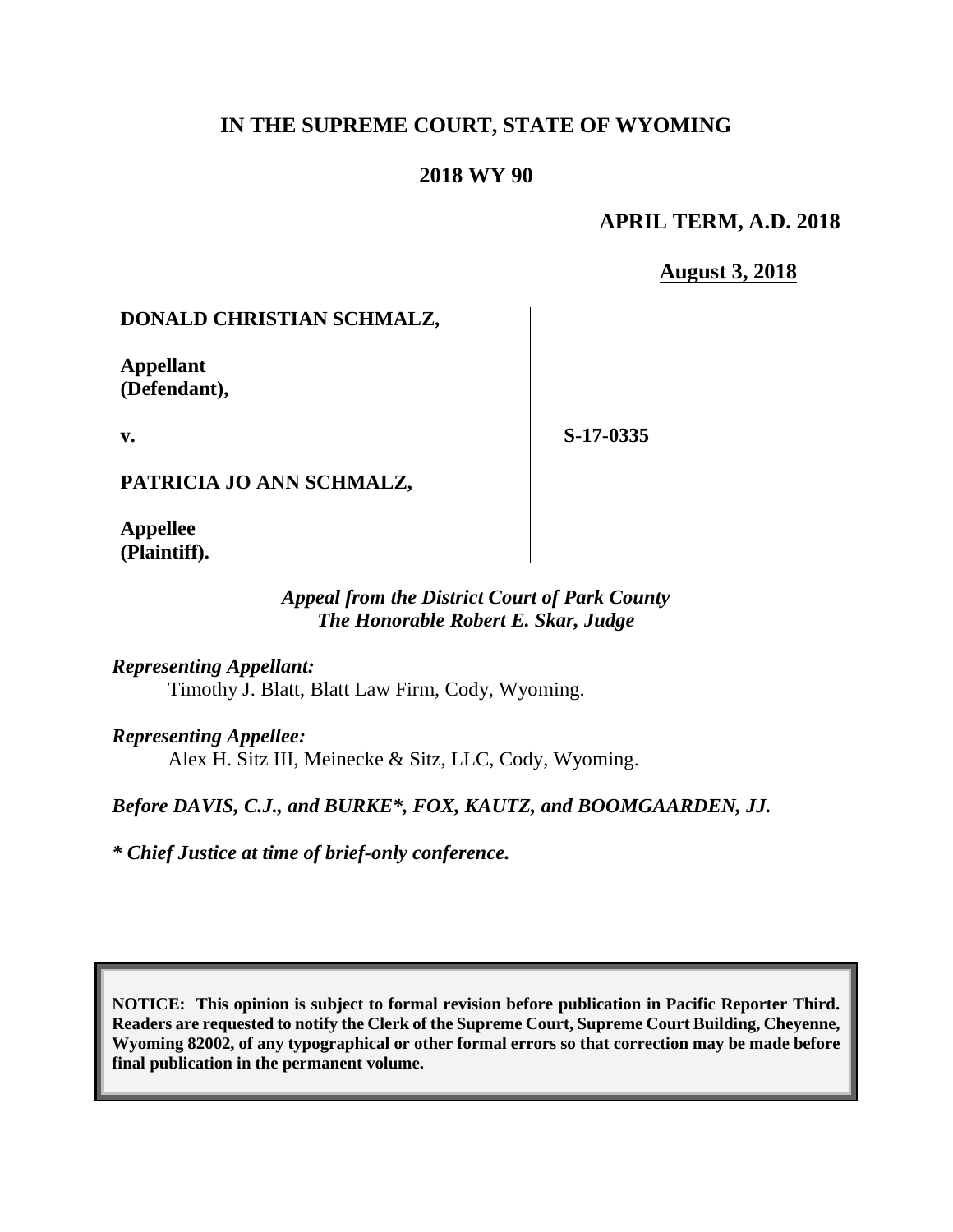# IN THE SUPREME COURT, STATE OF WYOMING

## 2018 WY 90

**APRIL TERM, A.D. 2018**

**August 3, 2018**

| | |
|---|---|
| **DONALD CHRISTIAN SCHMALZ,**<br><br>**Appellant (Defendant),**<br><br>**v.**<br><br>**PATRICIA JO ANN SCHMALZ,**<br><br>**Appellee (Plaintiff).** | **S-17-0335** |

*Appeal from the District Court of Park County*
*The Honorable Robert E. Skar, Judge*

*Representing Appellant:*
Timothy J. Blatt, Blatt Law Firm, Cody, Wyoming.

*Representing Appellee:*
Alex H. Sitz III, Meinecke & Sitz, LLC, Cody, Wyoming.

*Before DAVIS, C.J., and BURKE\*, FOX, KAUTZ, and BOOMGAARDEN, JJ.*

*\* Chief Justice at time of brief-only conference.*

**NOTICE: This opinion is subject to formal revision before publication in Pacific Reporter Third. Readers are requested to notify the Clerk of the Supreme Court, Supreme Court Building, Cheyenne, Wyoming 82002, of any typographical or other formal errors so that correction may be made before final publication in the permanent volume.**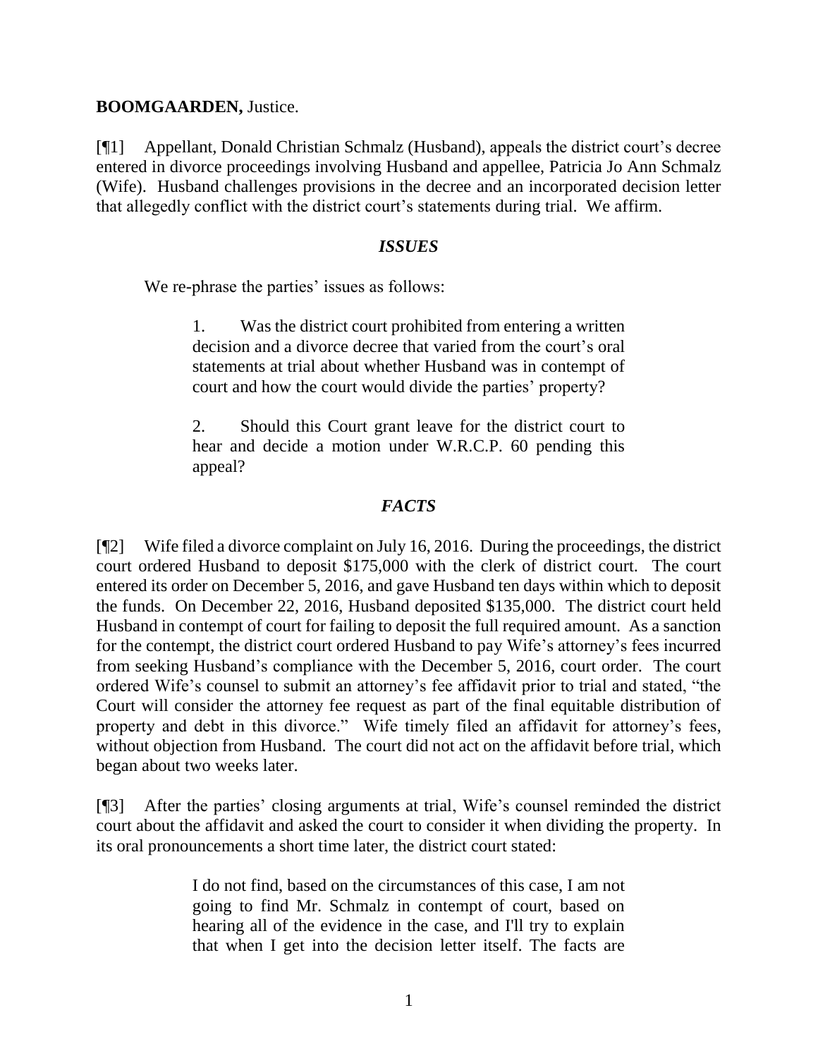**BOOMGAARDEN,** Justice.

[¶1] Appellant, Donald Christian Schmalz (Husband), appeals the district court's decree entered in divorce proceedings involving Husband and appellee, Patricia Jo Ann Schmalz (Wife). Husband challenges provisions in the decree and an incorporated decision letter that allegedly conflict with the district court's statements during trial. We affirm.

## *ISSUES*

We re-phrase the parties' issues as follows:

> 1. Was the district court prohibited from entering a written decision and a divorce decree that varied from the court's oral statements at trial about whether Husband was in contempt of court and how the court would divide the parties' property?
>
> 2. Should this Court grant leave for the district court to hear and decide a motion under W.R.C.P. 60 pending this appeal?

## *FACTS*

[¶2] Wife filed a divorce complaint on July 16, 2016. During the proceedings, the district court ordered Husband to deposit $175,000 with the clerk of district court. The court entered its order on December 5, 2016, and gave Husband ten days within which to deposit the funds. On December 22, 2016, Husband deposited $135,000. The district court held Husband in contempt of court for failing to deposit the full required amount. As a sanction for the contempt, the district court ordered Husband to pay Wife's attorney's fees incurred from seeking Husband's compliance with the December 5, 2016, court order. The court ordered Wife's counsel to submit an attorney's fee affidavit prior to trial and stated, "the Court will consider the attorney fee request as part of the final equitable distribution of property and debt in this divorce." Wife timely filed an affidavit for attorney's fees, without objection from Husband. The court did not act on the affidavit before trial, which began about two weeks later.

[¶3] After the parties' closing arguments at trial, Wife's counsel reminded the district court about the affidavit and asked the court to consider it when dividing the property. In its oral pronouncements a short time later, the district court stated:

> I do not find, based on the circumstances of this case, I am not going to find Mr. Schmalz in contempt of court, based on hearing all of the evidence in the case, and I'll try to explain that when I get into the decision letter itself. The facts are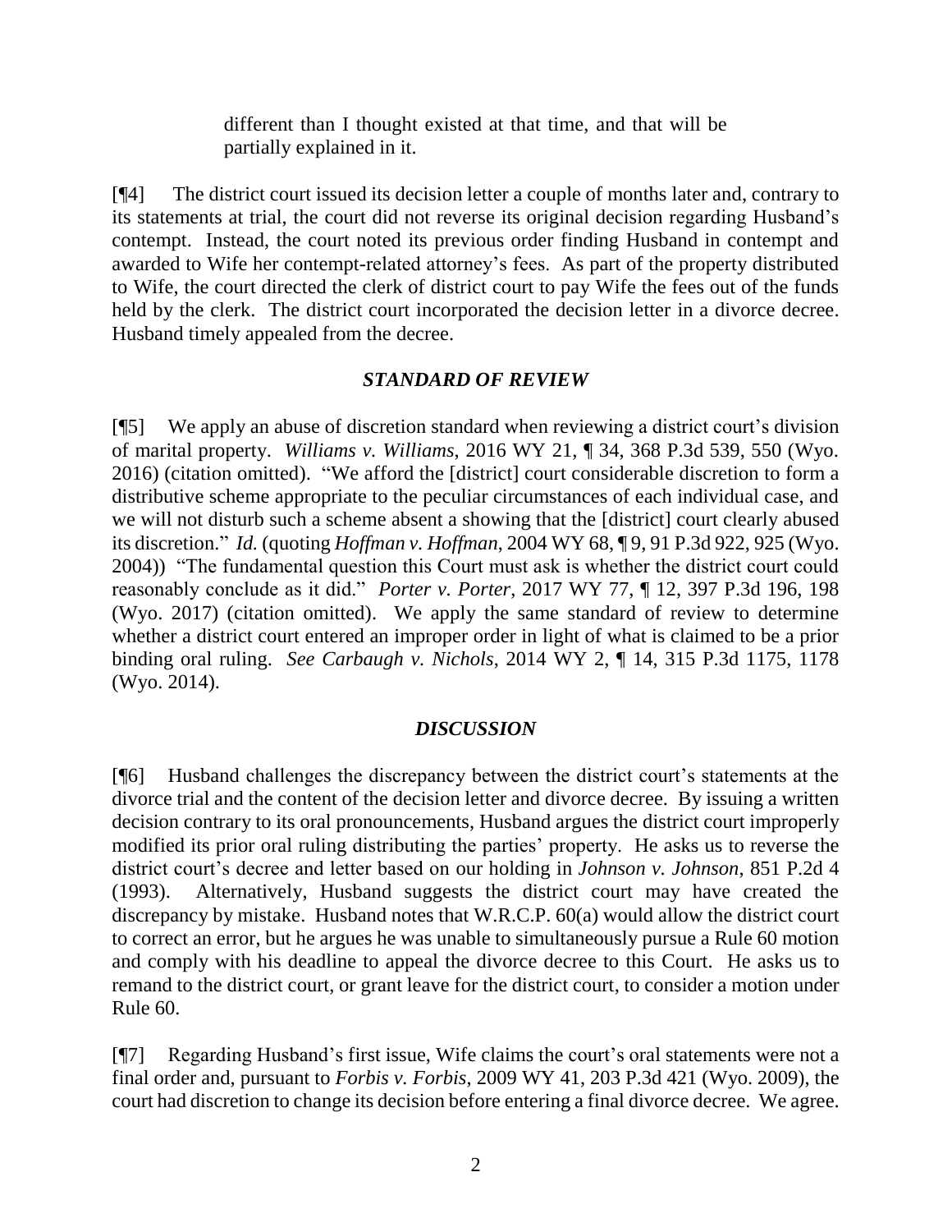> different than I thought existed at that time, and that will be partially explained in it.

[¶4] The district court issued its decision letter a couple of months later and, contrary to its statements at trial, the court did not reverse its original decision regarding Husband's contempt. Instead, the court noted its previous order finding Husband in contempt and awarded to Wife her contempt-related attorney's fees. As part of the property distributed to Wife, the court directed the clerk of district court to pay Wife the fees out of the funds held by the clerk. The district court incorporated the decision letter in a divorce decree. Husband timely appealed from the decree.

### *STANDARD OF REVIEW*

[¶5] We apply an abuse of discretion standard when reviewing a district court's division of marital property. *Williams v. Williams*, 2016 WY 21, ¶ 34, 368 P.3d 539, 550 (Wyo. 2016) (citation omitted). "We afford the [district] court considerable discretion to form a distributive scheme appropriate to the peculiar circumstances of each individual case, and we will not disturb such a scheme absent a showing that the [district] court clearly abused its discretion." *Id.* (quoting *Hoffman v. Hoffman*, 2004 WY 68, ¶ 9, 91 P.3d 922, 925 (Wyo. 2004)) "The fundamental question this Court must ask is whether the district court could reasonably conclude as it did." *Porter v. Porter*, 2017 WY 77, ¶ 12, 397 P.3d 196, 198 (Wyo. 2017) (citation omitted). We apply the same standard of review to determine whether a district court entered an improper order in light of what is claimed to be a prior binding oral ruling. *See Carbaugh v. Nichols*, 2014 WY 2, ¶ 14, 315 P.3d 1175, 1178 (Wyo. 2014).

### *DISCUSSION*

[¶6] Husband challenges the discrepancy between the district court's statements at the divorce trial and the content of the decision letter and divorce decree. By issuing a written decision contrary to its oral pronouncements, Husband argues the district court improperly modified its prior oral ruling distributing the parties' property. He asks us to reverse the district court's decree and letter based on our holding in *Johnson v. Johnson*, 851 P.2d 4 (1993). Alternatively, Husband suggests the district court may have created the discrepancy by mistake. Husband notes that W.R.C.P. 60(a) would allow the district court to correct an error, but he argues he was unable to simultaneously pursue a Rule 60 motion and comply with his deadline to appeal the divorce decree to this Court. He asks us to remand to the district court, or grant leave for the district court, to consider a motion under Rule 60.

[¶7] Regarding Husband's first issue, Wife claims the court's oral statements were not a final order and, pursuant to *Forbis v. Forbis*, 2009 WY 41, 203 P.3d 421 (Wyo. 2009), the court had discretion to change its decision before entering a final divorce decree. We agree.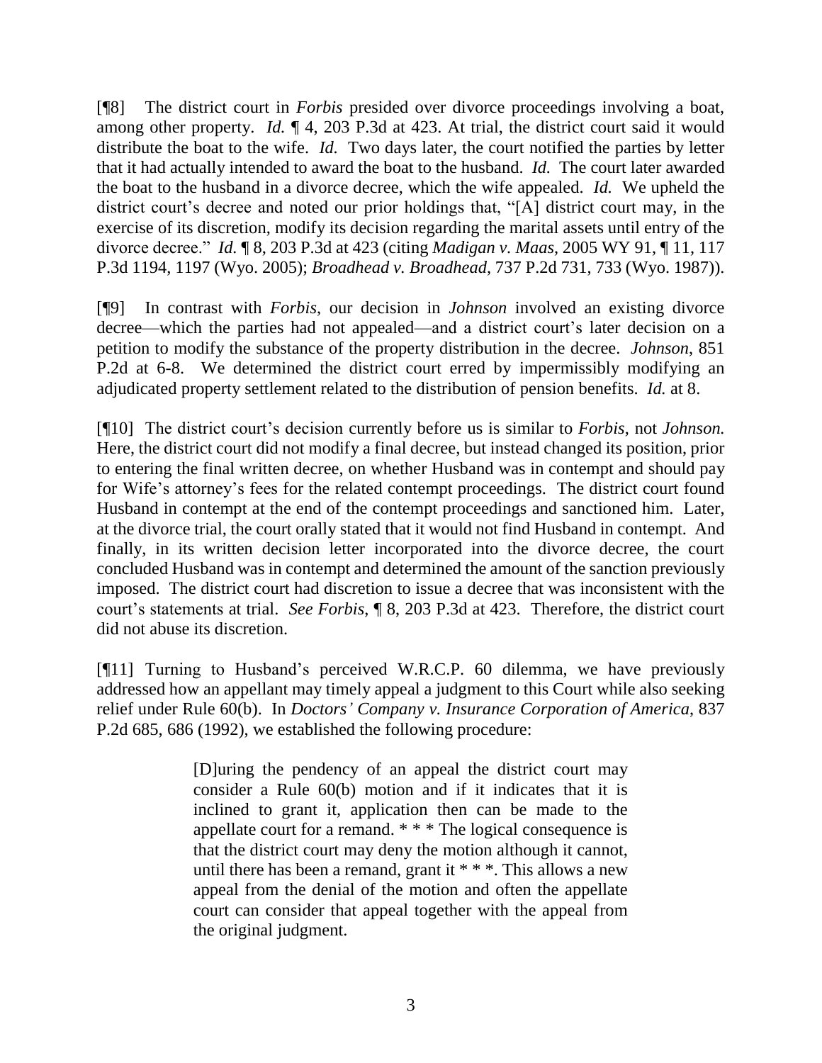[¶8] The district court in *Forbis* presided over divorce proceedings involving a boat, among other property. *Id.* ¶ 4, 203 P.3d at 423. At trial, the district court said it would distribute the boat to the wife. *Id.* Two days later, the court notified the parties by letter that it had actually intended to award the boat to the husband. *Id.* The court later awarded the boat to the husband in a divorce decree, which the wife appealed. *Id.* We upheld the district court's decree and noted our prior holdings that, "[A] district court may, in the exercise of its discretion, modify its decision regarding the marital assets until entry of the divorce decree." *Id.* ¶ 8, 203 P.3d at 423 (citing *Madigan v. Maas*, 2005 WY 91, ¶ 11, 117 P.3d 1194, 1197 (Wyo. 2005); *Broadhead v. Broadhead*, 737 P.2d 731, 733 (Wyo. 1987)).

[¶9] In contrast with *Forbis*, our decision in *Johnson* involved an existing divorce decree—which the parties had not appealed—and a district court's later decision on a petition to modify the substance of the property distribution in the decree. *Johnson*, 851 P.2d at 6-8. We determined the district court erred by impermissibly modifying an adjudicated property settlement related to the distribution of pension benefits. *Id.* at 8.

[¶10] The district court's decision currently before us is similar to *Forbis*, not *Johnson.* Here, the district court did not modify a final decree, but instead changed its position, prior to entering the final written decree, on whether Husband was in contempt and should pay for Wife's attorney's fees for the related contempt proceedings. The district court found Husband in contempt at the end of the contempt proceedings and sanctioned him. Later, at the divorce trial, the court orally stated that it would not find Husband in contempt. And finally, in its written decision letter incorporated into the divorce decree, the court concluded Husband was in contempt and determined the amount of the sanction previously imposed. The district court had discretion to issue a decree that was inconsistent with the court's statements at trial. *See Forbis*, ¶ 8, 203 P.3d at 423. Therefore, the district court did not abuse its discretion.

[¶11] Turning to Husband's perceived W.R.C.P. 60 dilemma, we have previously addressed how an appellant may timely appeal a judgment to this Court while also seeking relief under Rule 60(b). In *Doctors' Company v. Insurance Corporation of America,* 837 P.2d 685, 686 (1992), we established the following procedure:

> [D]uring the pendency of an appeal the district court may consider a Rule 60(b) motion and if it indicates that it is inclined to grant it, application then can be made to the appellate court for a remand. * * * The logical consequence is that the district court may deny the motion although it cannot, until there has been a remand, grant it * * *. This allows a new appeal from the denial of the motion and often the appellate court can consider that appeal together with the appeal from the original judgment.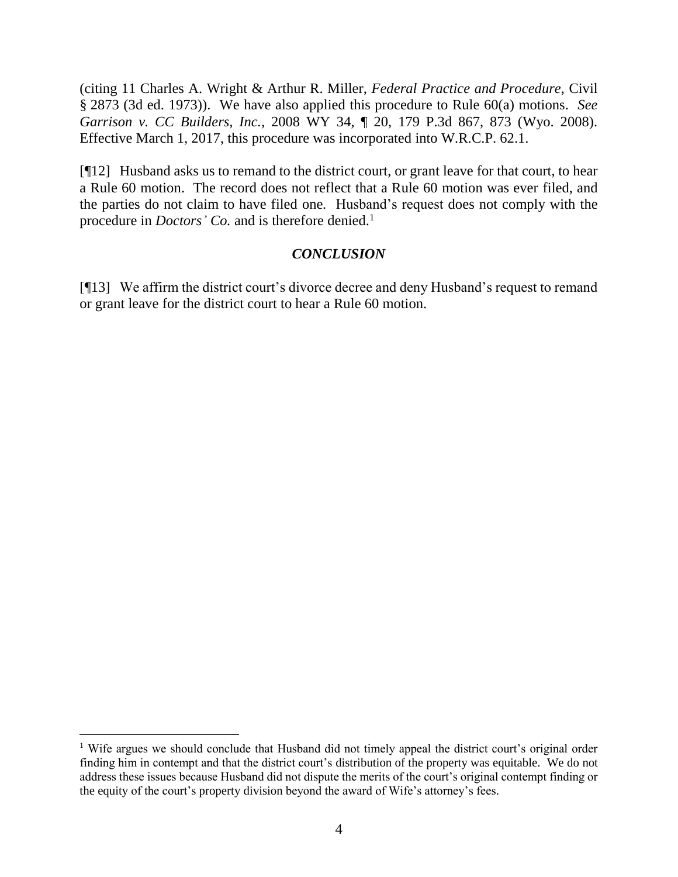(citing 11 Charles A. Wright & Arthur R. Miller, *Federal Practice and Procedure*, Civil § 2873 (3d ed. 1973)). We have also applied this procedure to Rule 60(a) motions. *See Garrison v. CC Builders, Inc.*, 2008 WY 34, ¶ 20, 179 P.3d 867, 873 (Wyo. 2008). Effective March 1, 2017, this procedure was incorporated into W.R.C.P. 62.1.

[¶12] Husband asks us to remand to the district court, or grant leave for that court, to hear a Rule 60 motion. The record does not reflect that a Rule 60 motion was ever filed, and the parties do not claim to have filed one. Husband's request does not comply with the procedure in *Doctors' Co.* and is therefore denied.[1]

### *CONCLUSION*

[¶13] We affirm the district court's divorce decree and deny Husband's request to remand or grant leave for the district court to hear a Rule 60 motion.

---

[1] Wife argues we should conclude that Husband did not timely appeal the district court's original order finding him in contempt and that the district court's distribution of the property was equitable. We do not address these issues because Husband did not dispute the merits of the court's original contempt finding or the equity of the court's property division beyond the award of Wife's attorney's fees.